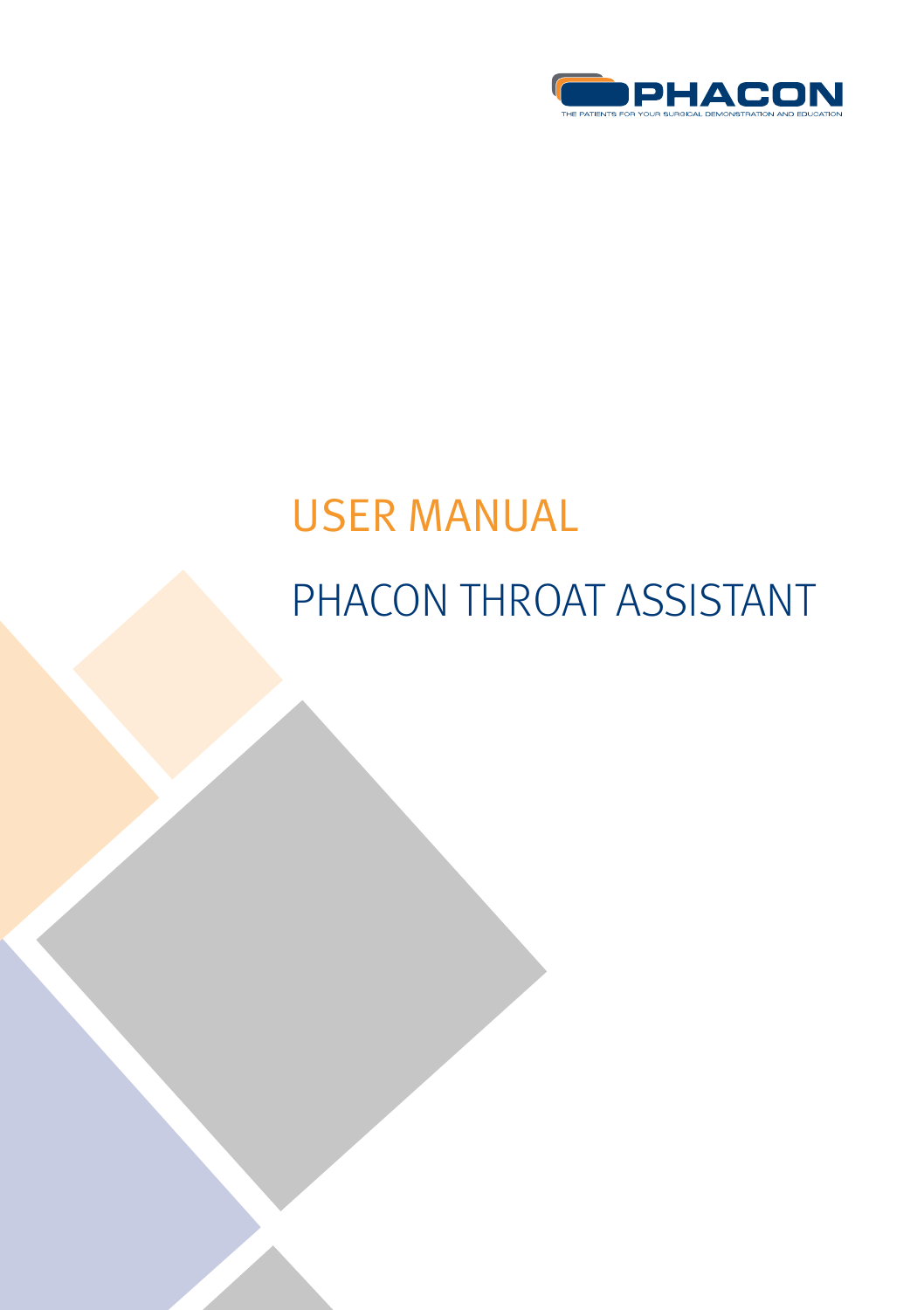PHACON

THE PATIENTS FOR YOUR SURGICAL DEMONSTRATION AND EDUCATION

# USER MANUAL

# PHACON THROAT ASSISTANT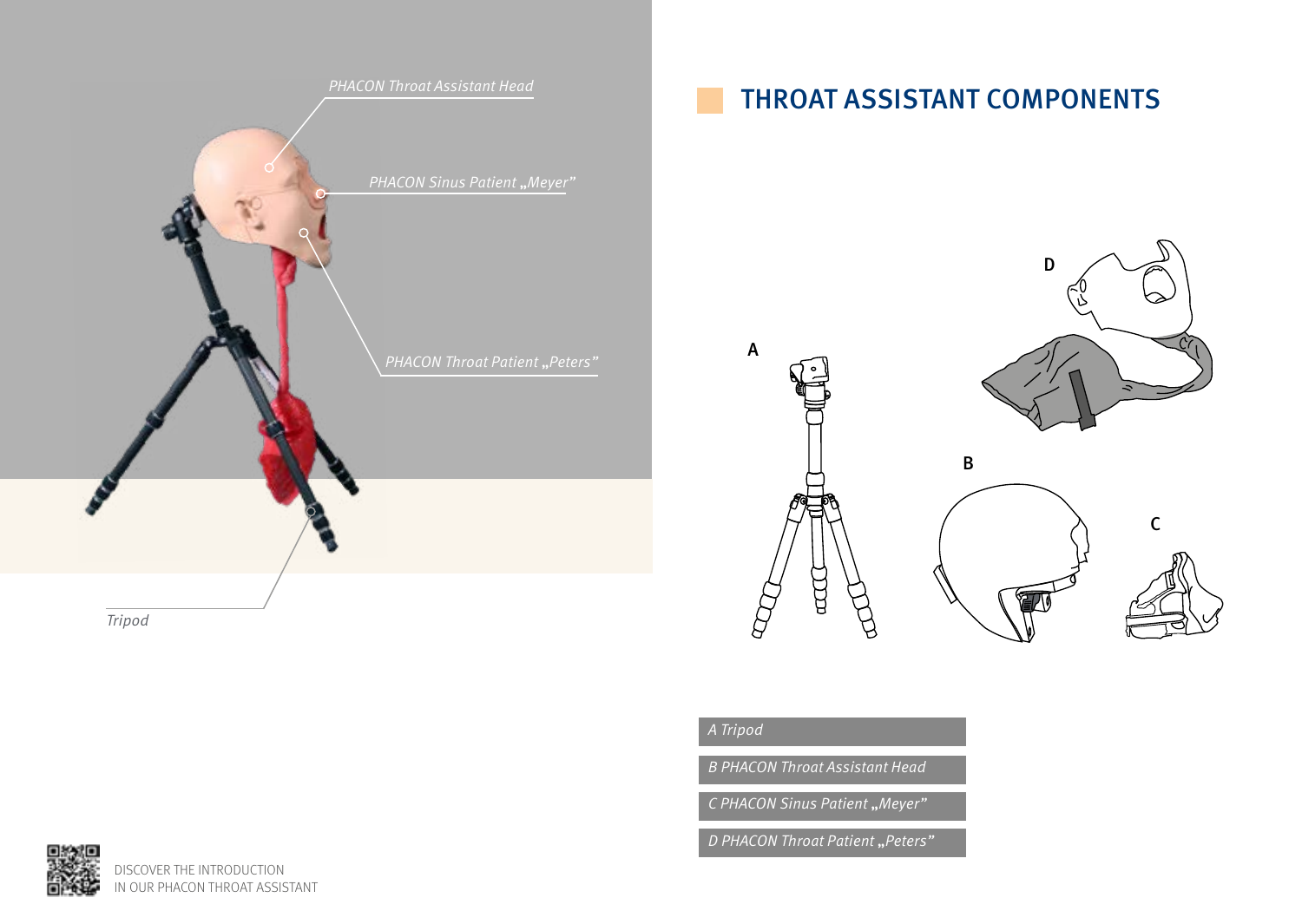PHACON Throat Assistant Head

PHACON Sinus Patient „Meyer"

PHACON Throat Patient „Peters"

Tripod

# THROAT ASSISTANT COMPONENTS

A Tripod

B PHACON Throat Assistant Head

C PHACON Sinus Patient „Meyer"

D PHACON Throat Patient „Peters"

DISCOVER THE INTRODUCTION
IN OUR PHACON THROAT ASSISTANT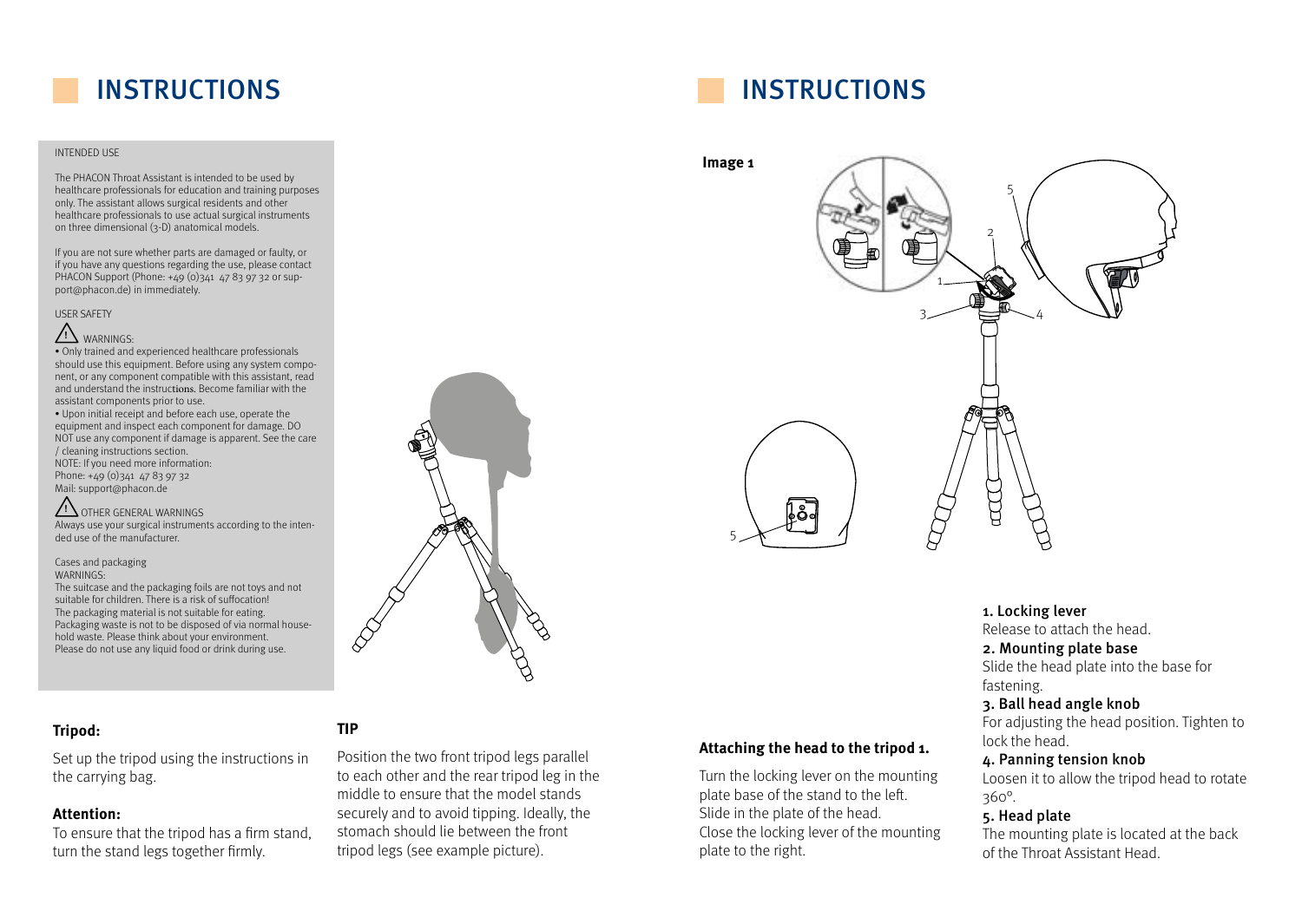# INSTRUCTIONS

INTENDED USE

The PHACON Throat Assistant is intended to be used by healthcare professionals for education and training purposes only. The assistant allows surgical residents and other healthcare professionals to use actual surgical instruments on three dimensional (3-D) anatomical models.

If you are not sure whether parts are damaged or faulty, or if you have any questions regarding the use, please contact PHACON Support (Phone: +49 (0)341 47 83 97 32 or support@phacon.de) in immediately.

USER SAFETY

⚠ WARNINGS:

• Only trained and experienced healthcare professionals should use this equipment. Before using any system component, or any component compatible with this assistant, read and understand the instructions. Become familiar with the assistant components prior to use.

• Upon initial receipt and before each use, operate the equipment and inspect each component for damage. DO NOT use any component if damage is apparent. See the care / cleaning instructions section.

NOTE: If you need more information:
Phone: +49 (0)341 47 83 97 32
Mail: support@phacon.de

⚠ OTHER GENERAL WARNINGS

Always use your surgical instruments according to the intended use of the manufacturer.

Cases and packaging
WARNINGS:
The suitcase and the packaging foils are not toys and not suitable for children. There is a risk of suffocation!
The packaging material is not suitable for eating.
Packaging waste is not to be disposed of via normal household waste. Please think about your environment.
Please do not use any liquid food or drink during use.

**Tripod:**

Set up the tripod using the instructions in the carrying bag.

**Attention:**

To ensure that the tripod has a firm stand, turn the stand legs together firmly.

**TIP**

Position the two front tripod legs parallel to each other and the rear tripod leg in the middle to ensure that the model stands securely and to avoid tipping. Ideally, the stomach should lie between the front tripod legs (see example picture).

# INSTRUCTIONS

**Image 1**

**Attaching the head to the tripod 1.**

Turn the locking lever on the mounting plate base of the stand to the left.
Slide in the plate of the head.
Close the locking lever of the mounting plate to the right.

1. Locking lever
Release to attach the head.

2. Mounting plate base
Slide the head plate into the base for fastening.

3. Ball head angle knob
For adjusting the head position. Tighten to lock the head.

4. Panning tension knob
Loosen it to allow the tripod head to rotate 360°.

5. Head plate
The mounting plate is located at the back of the Throat Assistant Head.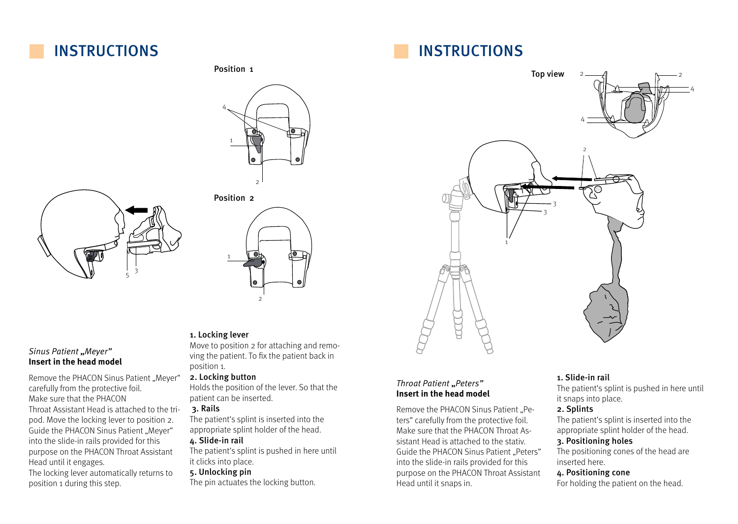# INSTRUCTIONS

Position 1

Position 2

*Sinus Patient „Meyer"*
**Insert in the head model**

Remove the PHACON Sinus Patient „Meyer" carefully from the protective foil.
Make sure that the PHACON Throat Assistant Head is attached to the tripod. Move the locking lever to position 2. Guide the PHACON Sinus Patient „Meyer" into the slide-in rails provided for this purpose on the PHACON Throat Assistant Head until it engages.
The locking lever automatically returns to position 1 during this step.

**1. Locking lever**
Move to position 2 for attaching and removing the patient. To fix the patient back in position 1.

**2. Locking button**
Holds the position of the lever. So that the patient can be inserted.

**3. Rails**
The patient's splint is inserted into the appropriate splint holder of the head.

**4. Slide-in rail**
The patient's splint is pushed in here until it clicks into place.

**5. Unlocking pin**
The pin actuates the locking button.

# INSTRUCTIONS

Top view

*Throat Patient „Peters"*
**Insert in the head model**

Remove the PHACON Sinus Patient „Peters" carefully from the protective foil. Make sure that the PHACON Throat Assistant Head is attached to the stativ. Guide the PHACON Sinus Patient „Peters" into the slide-in rails provided for this purpose on the PHACON Throat Assistant Head until it snaps in.

**1. Slide-in rail**
The patient's splint is pushed in here until it snaps into place.

**2. Splints**
The patient's splint is inserted into the appropriate splint holder of the head.

**3. Positioning holes**
The positioning cones of the head are inserted here.

**4. Positioning cone**
For holding the patient on the head.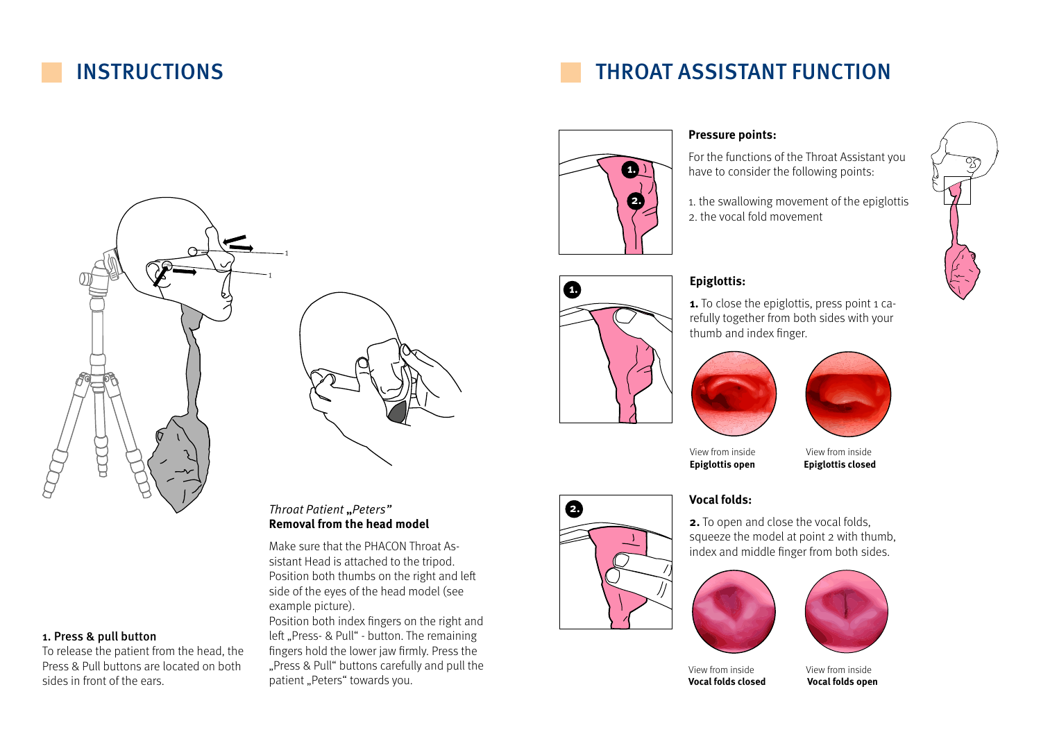## INSTRUCTIONS

**1. Press & pull button**

To release the patient from the head, the Press & Pull buttons are located on both sides in front of the ears.

*Throat Patient „Peters"*
**Removal from the head model**

Make sure that the PHACON Throat Assistant Head is attached to the tripod. Position both thumbs on the right and left side of the eyes of the head model (see example picture).
Position both index fingers on the right and left „Press- & Pull" - button. The remaining fingers hold the lower jaw firmly. Press the „Press & Pull" buttons carefully and pull the patient „Peters" towards you.

## THROAT ASSISTANT FUNCTION

**Pressure points:**

For the functions of the Throat Assistant you have to consider the following points:

1. the swallowing movement of the epiglottis
2. the vocal fold movement

**Epiglottis:**

**1.** To close the epiglottis, press point 1 carefully together from both sides with your thumb and index finger.

View from inside
**Epiglottis open**

View from inside
**Epiglottis closed**

**Vocal folds:**

**2.** To open and close the vocal folds, squeeze the model at point 2 with thumb, index and middle finger from both sides.

View from inside
**Vocal folds closed**

View from inside
**Vocal folds open**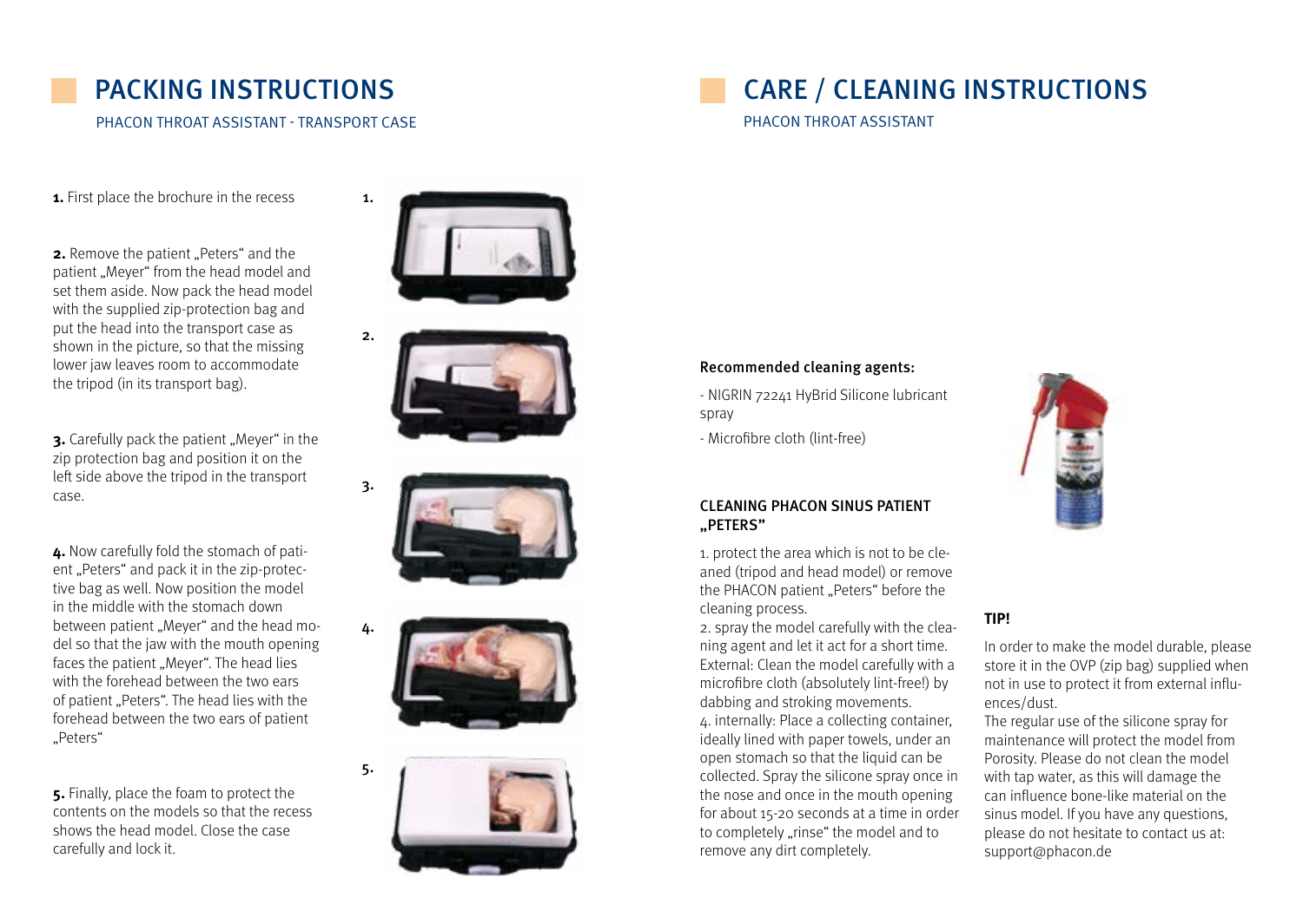# PACKING INSTRUCTIONS

PHACON THROAT ASSISTANT - TRANSPORT CASE

**1.** First place the brochure in the recess

**2.** Remove the patient „Peters" and the patient „Meyer" from the head model and set them aside. Now pack the head model with the supplied zip-protection bag and put the head into the transport case as shown in the picture, so that the missing lower jaw leaves room to accommodate the tripod (in its transport bag).

**3.** Carefully pack the patient „Meyer" in the zip protection bag and position it on the left side above the tripod in the transport case.

**4.** Now carefully fold the stomach of patient „Peters" and pack it in the zip-protective bag as well. Now position the model in the middle with the stomach down between patient „Meyer" and the head model so that the jaw with the mouth opening faces the patient „Meyer". The head lies with the forehead between the two ears of patient „Peters". The head lies with the forehead between the two ears of patient „Peters"

**5.** Finally, place the foam to protect the contents on the models so that the recess shows the head model. Close the case carefully and lock it.

1.

2.

3.

4.

5.

# CARE / CLEANING INSTRUCTIONS

PHACON THROAT ASSISTANT

**Recommended cleaning agents:**

- NIGRIN 72241 HyBrid Silicone lubricant spray
- Microfibre cloth (lint-free)

## CLEANING PHACON SINUS PATIENT „PETERS"

1. protect the area which is not to be cleaned (tripod and head model) or remove the PHACON patient „Peters" before the cleaning process.
2. spray the model carefully with the cleaning agent and let it act for a short time. External: Clean the model carefully with a microfibre cloth (absolutely lint-free!) by dabbing and stroking movements.
4. internally: Place a collecting container, ideally lined with paper towels, under an open stomach so that the liquid can be collected. Spray the silicone spray once in the nose and once in the mouth opening for about 15-20 seconds at a time in order to completely „rinse" the model and to remove any dirt completely.

**TIP!**

In order to make the model durable, please store it in the OVP (zip bag) supplied when not in use to protect it from external influences/dust.
The regular use of the silicone spray for maintenance will protect the model from Porosity. Please do not clean the model with tap water, as this will damage the can influence bone-like material on the sinus model. If you have any questions, please do not hesitate to contact us at: support@phacon.de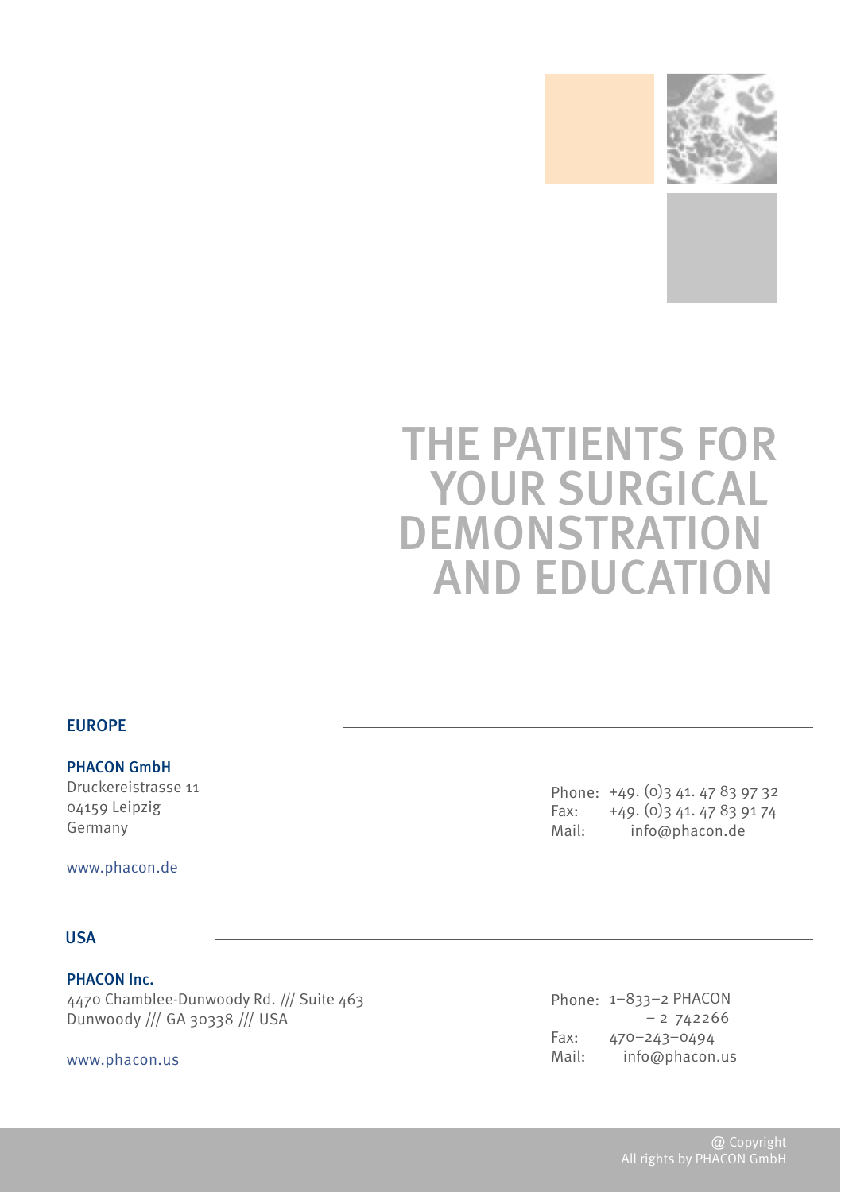# THE PATIENTS FOR YOUR SURGICAL DEMONSTRATION AND EDUCATION

## EUROPE

**PHACON GmbH**
Druckereistrasse 11
04159 Leipzig
Germany

www.phacon.de

Phone: +49. (0)3 41. 47 83 97 32
Fax: +49. (0)3 41. 47 83 91 74
Mail: info@phacon.de

## USA

**PHACON Inc.**
4470 Chamblee-Dunwoody Rd. /// Suite 463
Dunwoody /// GA 30338 /// USA

www.phacon.us

Phone: 1–833–2 PHACON
– 2 742266
Fax: 470–243–0494
Mail: info@phacon.us

@ Copyright
All rights by PHACON GmbH